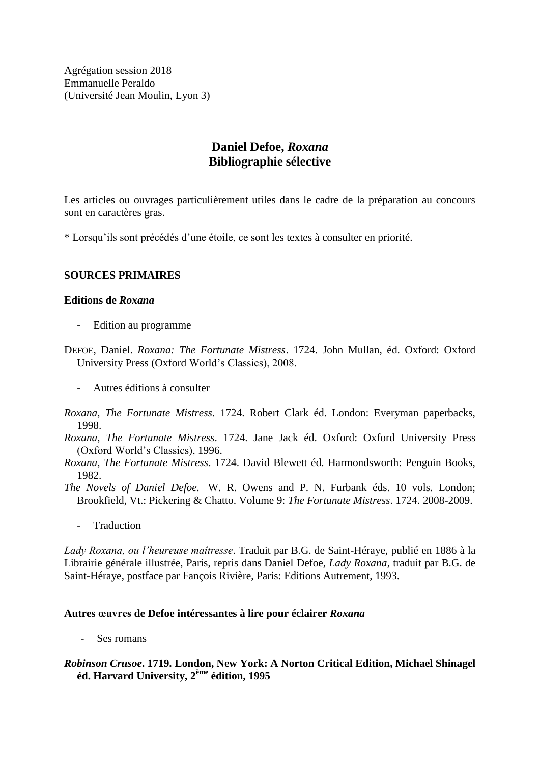Agrégation session 2018
Emmanuelle Peraldo
(Université Jean Moulin, Lyon 3)

# Daniel Defoe, *Roxana*
# Bibliographie sélective

Les articles ou ouvrages particulièrement utiles dans le cadre de la préparation au concours sont en caractères gras.

* Lorsqu'ils sont précédés d'une étoile, ce sont les textes à consulter en priorité.

## SOURCES PRIMAIRES

### Editions de *Roxana*

- Edition au programme

DEFOE, Daniel. *Roxana: The Fortunate Mistress*. 1724. John Mullan, éd. Oxford: Oxford University Press (Oxford World's Classics), 2008.

- Autres éditions à consulter

*Roxana, The Fortunate Mistress*. 1724. Robert Clark éd. London: Everyman paperbacks, 1998.

*Roxana, The Fortunate Mistress*. 1724. Jane Jack éd. Oxford: Oxford University Press (Oxford World's Classics), 1996.

*Roxana, The Fortunate Mistress*. 1724. David Blewett éd. Harmondsworth: Penguin Books, 1982.

*The Novels of Daniel Defoe.* W. R. Owens and P. N. Furbank éds. 10 vols. London; Brookfield, Vt.: Pickering & Chatto. Volume 9: *The Fortunate Mistress*. 1724. 2008-2009.

- Traduction

*Lady Roxana, ou l'heureuse maîtresse*. Traduit par B.G. de Saint-Héraye, publié en 1886 à la Librairie générale illustrée, Paris, repris dans Daniel Defoe, *Lady Roxana*, traduit par B.G. de Saint-Héraye, postface par Fançois Rivière, Paris: Editions Autrement, 1993.

### Autres œuvres de Defoe intéressantes à lire pour éclairer *Roxana*

- Ses romans

***Robinson Crusoe*. 1719. London, New York: A Norton Critical Edition, Michael Shinagel éd. Harvard University, 2ème édition, 1995**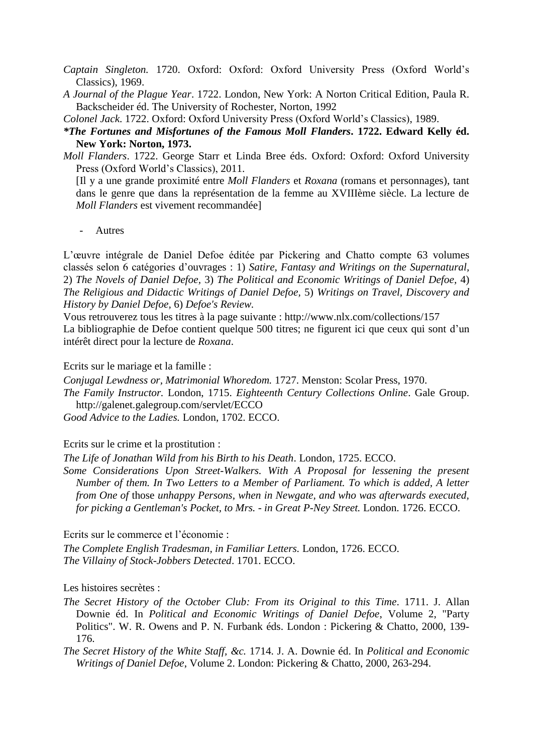*Captain Singleton.* 1720. Oxford: Oxford: Oxford University Press (Oxford World's Classics), 1969.

*A Journal of the Plague Year*. 1722. London, New York: A Norton Critical Edition, Paula R. Backscheider éd. The University of Rochester, Norton, 1992

*Colonel Jack*. 1722. Oxford: Oxford University Press (Oxford World's Classics), 1989.

***The Fortunes and Misfortunes of the Famous Moll Flanders*. 1722. Edward Kelly éd. New York: Norton, 1973.**

*Moll Flanders*. 1722. George Starr et Linda Bree éds. Oxford: Oxford: Oxford University Press (Oxford World's Classics), 2011.

[Il y a une grande proximité entre *Moll Flanders* et *Roxana* (romans et personnages), tant dans le genre que dans la représentation de la femme au XVIIIème siècle. La lecture de *Moll Flanders* est vivement recommandée]

- Autres

L'œuvre intégrale de Daniel Defoe éditée par Pickering and Chatto compte 63 volumes classés selon 6 catégories d'ouvrages : 1) *Satire, Fantasy and Writings on the Supernatural,* 2) *The Novels of Daniel Defoe,* 3) *The Political and Economic Writings of Daniel Defoe,* 4) *The Religious and Didactic Writings of Daniel Defoe,* 5) *Writings on Travel, Discovery and History by Daniel Defoe,* 6) *Defoe's Review.*

Vous retrouverez tous les titres à la page suivante : http://www.nlx.com/collections/157

La bibliographie de Defoe contient quelque 500 titres; ne figurent ici que ceux qui sont d'un intérêt direct pour la lecture de *Roxana*.

Ecrits sur le mariage et la famille :

*Conjugal Lewdness or, Matrimonial Whoredom.* 1727. Menston: Scolar Press, 1970.

*The Family Instructor.* London, 1715. *Eighteenth Century Collections Online*. Gale Group. http://galenet.galegroup.com/servlet/ECCO

*Good Advice to the Ladies.* London, 1702. ECCO.

Ecrits sur le crime et la prostitution :

*The Life of Jonathan Wild from his Birth to his Death*. London, 1725. ECCO.

*Some Considerations Upon Street-Walkers. With A Proposal for lessening the present Number of them. In Two Letters to a Member of Parliament. To which is added, A letter from One of* those *unhappy Persons, when in Newgate, and who was afterwards executed, for picking a Gentleman's Pocket, to Mrs. - in Great P-Ney Street.* London. 1726. ECCO.

Ecrits sur le commerce et l'économie :

*The Complete English Tradesman, in Familiar Letters.* London, 1726. ECCO.

*The Villainy of Stock-Jobbers Detected*. 1701. ECCO.

Les histoires secrètes :

*The Secret History of the October Club: From its Original to this Time*. 1711. J. Allan Downie éd. In *Political and Economic Writings of Daniel Defoe*, Volume 2, "Party Politics". W. R. Owens and P. N. Furbank éds. London : Pickering & Chatto, 2000, 139-176.

*The Secret History of the White Staff, &c.* 1714. J. A. Downie éd. In *Political and Economic Writings of Daniel Defoe*, Volume 2. London: Pickering & Chatto, 2000, 263-294.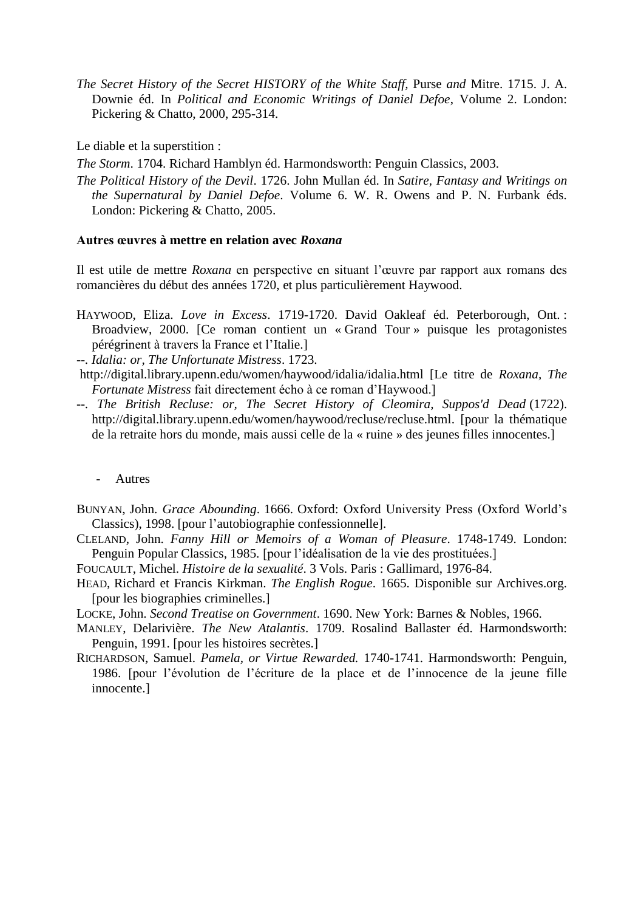*The Secret History of the Secret HISTORY of the White Staff*, Purse *and* Mitre. 1715. J. A. Downie éd. In *Political and Economic Writings of Daniel Defoe*, Volume 2. London: Pickering & Chatto, 2000, 295-314.

Le diable et la superstition :

*The Storm*. 1704. Richard Hamblyn éd. Harmondsworth: Penguin Classics, 2003.

*The Political History of the Devil*. 1726. John Mullan éd. In *Satire, Fantasy and Writings on the Supernatural by Daniel Defoe*. Volume 6. W. R. Owens and P. N. Furbank éds. London: Pickering & Chatto, 2005.

**Autres œuvres à mettre en relation avec *Roxana***

Il est utile de mettre *Roxana* en perspective en situant l'œuvre par rapport aux romans des romancières du début des années 1720, et plus particulièrement Haywood.

HAYWOOD, Eliza. *Love in Excess*. 1719-1720. David Oakleaf éd. Peterborough, Ont. : Broadview, 2000. [Ce roman contient un « Grand Tour » puisque les protagonistes pérégrinent à travers la France et l'Italie.]

--. *Idalia: or, The Unfortunate Mistress*. 1723.
http://digital.library.upenn.edu/women/haywood/idalia/idalia.html [Le titre de *Roxana, The Fortunate Mistress* fait directement écho à ce roman d'Haywood.]

--. *The British Recluse: or, The Secret History of Cleomira, Suppos'd Dead* (1722). http://digital.library.upenn.edu/women/haywood/recluse/recluse.html. [pour la thématique de la retraite hors du monde, mais aussi celle de la « ruine » des jeunes filles innocentes.]

- Autres

BUNYAN, John. *Grace Abounding*. 1666. Oxford: Oxford University Press (Oxford World's Classics), 1998. [pour l'autobiographie confessionnelle].

CLELAND, John. *Fanny Hill or Memoirs of a Woman of Pleasure*. 1748-1749. London: Penguin Popular Classics, 1985. [pour l'idéalisation de la vie des prostituées.]

FOUCAULT, Michel. *Histoire de la sexualité*. 3 Vols. Paris : Gallimard, 1976-84.

HEAD, Richard et Francis Kirkman. *The English Rogue*. 1665. Disponible sur Archives.org. [pour les biographies criminelles.]

LOCKE, John. *Second Treatise on Government*. 1690. New York: Barnes & Nobles, 1966.

MANLEY, Delarivière. *The New Atalantis*. 1709. Rosalind Ballaster éd. Harmondsworth: Penguin, 1991. [pour les histoires secrètes.]

RICHARDSON, Samuel. *Pamela, or Virtue Rewarded.* 1740-1741. Harmondsworth: Penguin, 1986. [pour l'évolution de l'écriture de la place et de l'innocence de la jeune fille innocente.]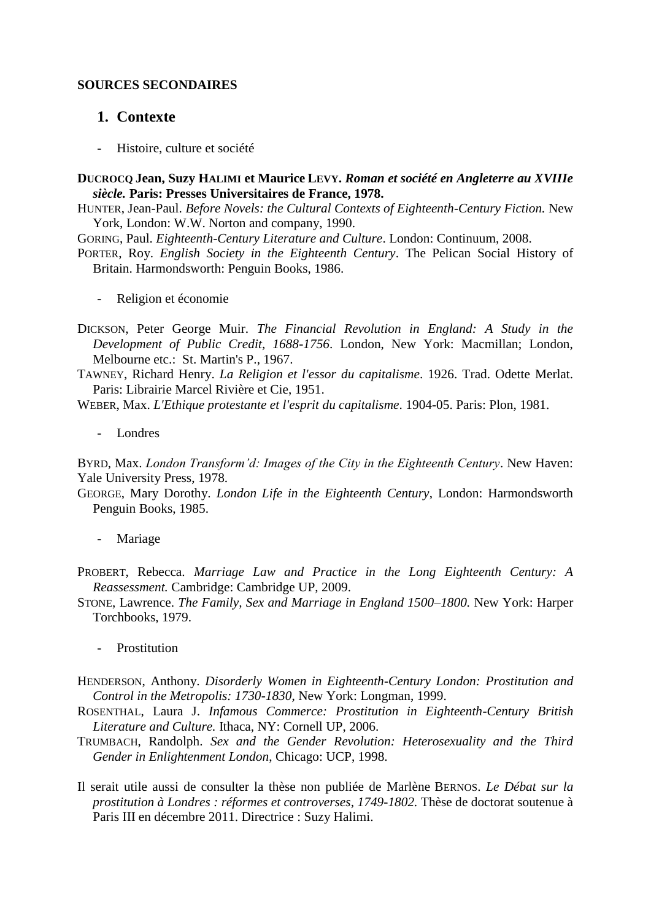**SOURCES SECONDAIRES**

## 1. Contexte

- Histoire, culture et société

**DUCROCQ Jean, Suzy HALIMI et Maurice LEVY. *Roman et société en Angleterre au XVIIIe siècle.* Paris: Presses Universitaires de France, 1978.**

HUNTER, Jean-Paul. *Before Novels: the Cultural Contexts of Eighteenth-Century Fiction.* New York, London: W.W. Norton and company, 1990.

GORING, Paul. *Eighteenth-Century Literature and Culture*. London: Continuum, 2008.

PORTER, Roy. *English Society in the Eighteenth Century*. The Pelican Social History of Britain. Harmondsworth: Penguin Books, 1986.

- Religion et économie

DICKSON, Peter George Muir. *The Financial Revolution in England: A Study in the Development of Public Credit, 1688-1756*. London, New York: Macmillan; London, Melbourne etc.: St. Martin's P., 1967.

TAWNEY, Richard Henry. *La Religion et l'essor du capitalisme*. 1926. Trad. Odette Merlat. Paris: Librairie Marcel Rivière et Cie, 1951.

WEBER, Max. *L'Ethique protestante et l'esprit du capitalisme*. 1904-05. Paris: Plon, 1981.

- Londres

BYRD, Max. *London Transform'd: Images of the City in the Eighteenth Century*. New Haven: Yale University Press, 1978.

GEORGE, Mary Dorothy. *London Life in the Eighteenth Century*, London: Harmondsworth Penguin Books, 1985.

- Mariage

PROBERT, Rebecca. *Marriage Law and Practice in the Long Eighteenth Century: A Reassessment.* Cambridge: Cambridge UP, 2009.

STONE, Lawrence. *The Family, Sex and Marriage in England 1500–1800.* New York: Harper Torchbooks, 1979.

- Prostitution

HENDERSON, Anthony. *Disorderly Women in Eighteenth-Century London: Prostitution and Control in the Metropolis: 1730-1830*, New York: Longman, 1999.

ROSENTHAL, Laura J. *Infamous Commerce: Prostitution in Eighteenth-Century British Literature and Culture.* Ithaca, NY: Cornell UP, 2006.

TRUMBACH, Randolph. *Sex and the Gender Revolution: Heterosexuality and the Third Gender in Enlightenment London*, Chicago: UCP, 1998.

Il serait utile aussi de consulter la thèse non publiée de Marlène BERNOS. *Le Débat sur la prostitution à Londres : réformes et controverses, 1749-1802.* Thèse de doctorat soutenue à Paris III en décembre 2011. Directrice : Suzy Halimi.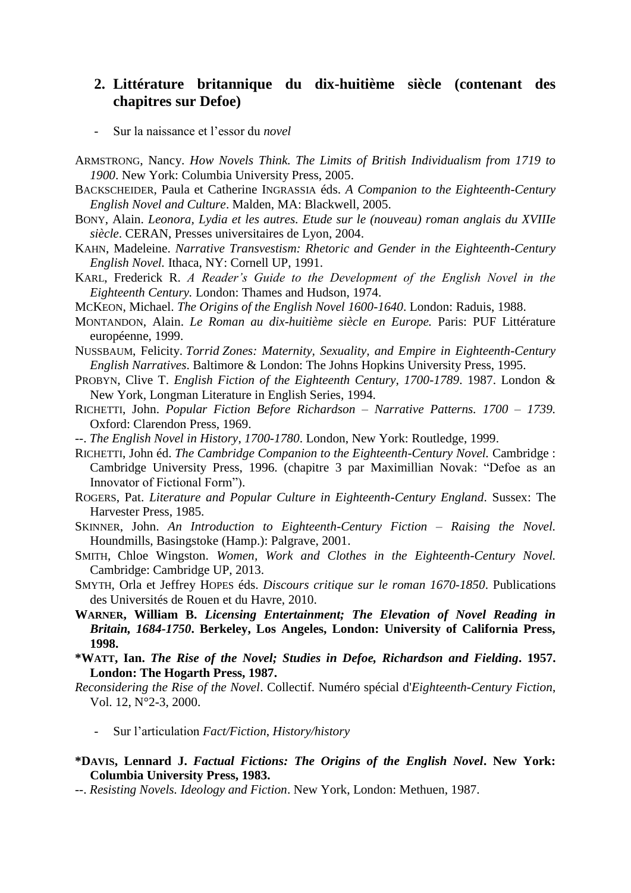## 2. Littérature britannique du dix-huitième siècle (contenant des chapitres sur Defoe)

- Sur la naissance et l'essor du *novel*

ARMSTRONG, Nancy. *How Novels Think. The Limits of British Individualism from 1719 to 1900*. New York: Columbia University Press, 2005.

BACKSCHEIDER, Paula et Catherine INGRASSIA éds. *A Companion to the Eighteenth-Century English Novel and Culture*. Malden, MA: Blackwell, 2005.

BONY, Alain. *Leonora, Lydia et les autres. Etude sur le (nouveau) roman anglais du XVIIIe siècle*. CERAN, Presses universitaires de Lyon, 2004.

KAHN, Madeleine. *Narrative Transvestism: Rhetoric and Gender in the Eighteenth-Century English Novel.* Ithaca, NY: Cornell UP, 1991.

KARL, Frederick R. *A Reader's Guide to the Development of the English Novel in the Eighteenth Century.* London: Thames and Hudson, 1974.

MCKEON, Michael. *The Origins of the English Novel 1600-1640*. London: Raduis, 1988.

MONTANDON, Alain. *Le Roman au dix-huitième siècle en Europe.* Paris: PUF Littérature européenne, 1999.

NUSSBAUM, Felicity. *Torrid Zones: Maternity, Sexuality, and Empire in Eighteenth-Century English Narratives*. Baltimore & London: The Johns Hopkins University Press, 1995.

PROBYN, Clive T. *English Fiction of the Eighteenth Century, 1700-1789*. 1987. London & New York, Longman Literature in English Series, 1994.

RICHETTI, John. *Popular Fiction Before Richardson – Narrative Patterns. 1700 – 1739.* Oxford: Clarendon Press, 1969.

--. *The English Novel in History, 1700-1780*. London, New York: Routledge, 1999.

RICHETTI, John éd. *The Cambridge Companion to the Eighteenth-Century Novel.* Cambridge : Cambridge University Press, 1996. (chapitre 3 par Maximillian Novak: "Defoe as an Innovator of Fictional Form").

ROGERS, Pat. *Literature and Popular Culture in Eighteenth-Century England*. Sussex: The Harvester Press, 1985.

SKINNER, John. *An Introduction to Eighteenth-Century Fiction – Raising the Novel.* Houndmills, Basingstoke (Hamp.): Palgrave, 2001.

SMITH, Chloe Wingston. *Women, Work and Clothes in the Eighteenth-Century Novel.* Cambridge: Cambridge UP, 2013.

SMYTH, Orla et Jeffrey HOPES éds. *Discours critique sur le roman 1670-1850*. Publications des Universités de Rouen et du Havre, 2010.

**WARNER, William B. *Licensing Entertainment; The Elevation of Novel Reading in Britain, 1684-1750*. Berkeley, Los Angeles, London: University of California Press, 1998.**

**\*WATT, Ian. *The Rise of the Novel; Studies in Defoe, Richardson and Fielding*. 1957. London: The Hogarth Press, 1987.**

*Reconsidering the Rise of the Novel*. Collectif. Numéro spécial d'*Eighteenth-Century Fiction*, Vol. 12, N°2-3, 2000.

- Sur l'articulation *Fact/Fiction*, *History/history*

**\*DAVIS, Lennard J. *Factual Fictions: The Origins of the English Novel*. New York: Columbia University Press, 1983.**

--. *Resisting Novels. Ideology and Fiction*. New York, London: Methuen, 1987.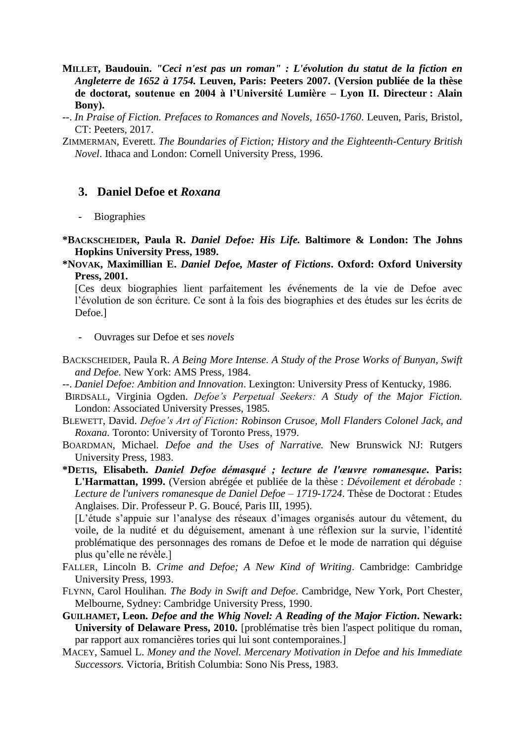**MILLET, Baudouin.** ***"Ceci n'est pas un roman" : L'évolution du statut de la fiction en Angleterre de 1652 à 1754.*** **Leuven, Paris: Peeters 2007. (Version publiée de la thèse de doctorat, soutenue en 2004 à l'Université Lumière – Lyon II. Directeur : Alain Bony).**

--. *In Praise of Fiction. Prefaces to Romances and Novels, 1650-1760*. Leuven, Paris, Bristol, CT: Peeters, 2017.

ZIMMERMAN, Everett. *The Boundaries of Fiction; History and the Eighteenth-Century British Novel*. Ithaca and London: Cornell University Press, 1996.

## 3. Daniel Defoe et *Roxana*

- Biographies

**\*BACKSCHEIDER, Paula R.** ***Daniel Defoe: His Life.*** **Baltimore & London: The Johns Hopkins University Press, 1989.**

**\*NOVAK, Maximillian E.** ***Daniel Defoe, Master of Fictions*****. Oxford: Oxford University Press, 2001.**

[Ces deux biographies lient parfaitement les événements de la vie de Defoe avec l'évolution de son écriture. Ce sont à la fois des biographies et des études sur les écrits de Defoe.]

- Ouvrages sur Defoe et ses *novels*

BACKSCHEIDER, Paula R. *A Being More Intense. A Study of the Prose Works of Bunyan, Swift and Defoe.* New York: AMS Press, 1984.

--. *Daniel Defoe: Ambition and Innovation*. Lexington: University Press of Kentucky, 1986.

BIRDSALL, Virginia Ogden. *Defoe's Perpetual Seekers: A Study of the Major Fiction.* London: Associated University Presses, 1985.

BLEWETT, David. *Defoe's Art of Fiction: Robinson Crusoe, Moll Flanders Colonel Jack, and Roxana.* Toronto: University of Toronto Press, 1979.

BOARDMAN, Michael. *Defoe and the Uses of Narrative.* New Brunswick NJ: Rutgers University Press, 1983.

**\*DETIS, Elisabeth.** ***Daniel Defoe démasqué ; lecture de l'œuvre romanesque*****. Paris: L'Harmattan, 1999.** (Version abrégée et publiée de la thèse : *Dévoilement et dérobade : Lecture de l'univers romanesque de Daniel Defoe – 1719-1724*. Thèse de Doctorat : Etudes Anglaises. Dir. Professeur P. G. Boucé, Paris III, 1995).

[L'étude s'appuie sur l'analyse des réseaux d'images organisés autour du vêtement, du voile, de la nudité et du déguisement, amenant à une réflexion sur la survie, l'identité problématique des personnages des romans de Defoe et le mode de narration qui déguise plus qu'elle ne révèle.]

FALLER, Lincoln B. *Crime and Defoe; A New Kind of Writing*. Cambridge: Cambridge University Press, 1993.

FLYNN, Carol Houlihan. *The Body in Swift and Defoe*. Cambridge, New York, Port Chester, Melbourne, Sydney: Cambridge University Press, 1990.

**GUILHAMET, Leon.** ***Defoe and the Whig Novel: A Reading of the Major Fiction*****. Newark: University of Delaware Press, 2010.** [problématise très bien l'aspect politique du roman, par rapport aux romancières tories qui lui sont contemporaines.]

MACEY, Samuel L. *Money and the Novel. Mercenary Motivation in Defoe and his Immediate Successors.* Victoria, British Columbia: Sono Nis Press, 1983.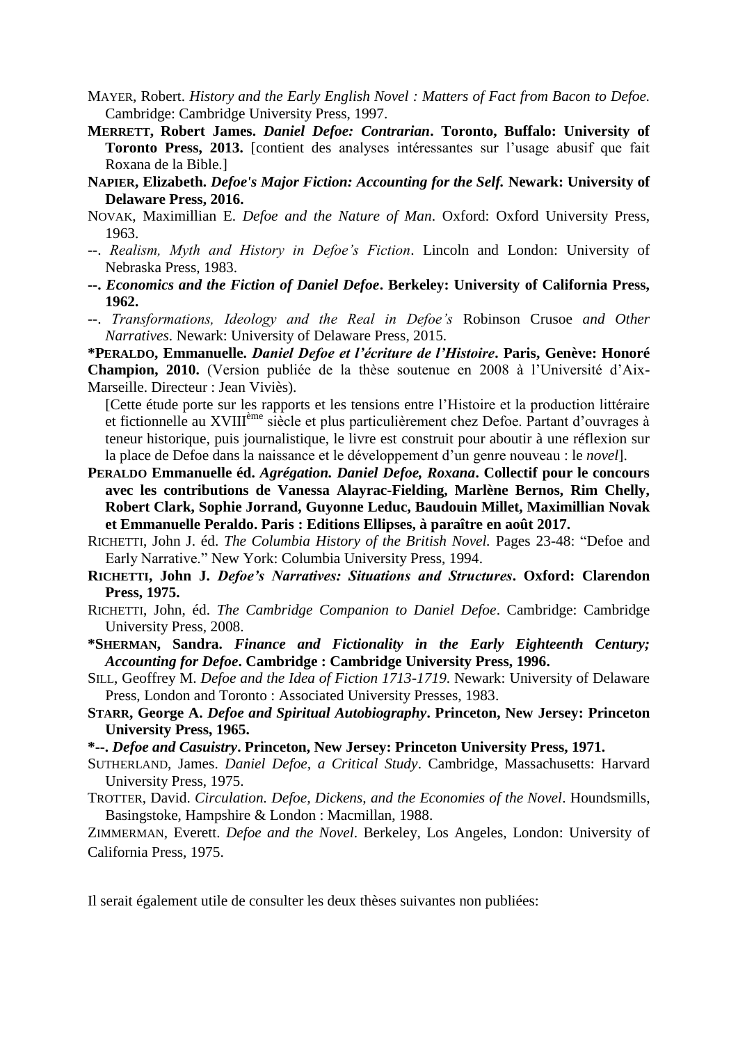MAYER, Robert. *History and the Early English Novel : Matters of Fact from Bacon to Defoe.* Cambridge: Cambridge University Press, 1997.

**MERRETT, Robert James. *Daniel Defoe: Contrarian*. Toronto, Buffalo: University of Toronto Press, 2013.** [contient des analyses intéressantes sur l'usage abusif que fait Roxana de la Bible.]

**NAPIER, Elizabeth. *Defoe's Major Fiction: Accounting for the Self.* Newark: University of Delaware Press, 2016.**

NOVAK, Maximillian E. *Defoe and the Nature of Man*. Oxford: Oxford University Press, 1963.

--. *Realism, Myth and History in Defoe's Fiction*. Lincoln and London: University of Nebraska Press, 1983.

**--. *Economics and the Fiction of Daniel Defoe*. Berkeley: University of California Press, 1962.**

--. *Transformations, Ideology and the Real in Defoe's* Robinson Crusoe *and Other Narratives*. Newark: University of Delaware Press, 2015.

***PERALDO, Emmanuelle. *Daniel Defoe et l'écriture de l'Histoire*. Paris, Genève: Honoré Champion, 2010.** (Version publiée de la thèse soutenue en 2008 à l'Université d'Aix-Marseille. Directeur : Jean Viviès).

[Cette étude porte sur les rapports et les tensions entre l'Histoire et la production littéraire et fictionnelle au XVIII[ème] siècle et plus particulièrement chez Defoe. Partant d'ouvrages à teneur historique, puis journalistique, le livre est construit pour aboutir à une réflexion sur la place de Defoe dans la naissance et le développement d'un genre nouveau : le *novel*].

**PERALDO Emmanuelle éd. *Agrégation. Daniel Defoe, Roxana*. Collectif pour le concours avec les contributions de Vanessa Alayrac-Fielding, Marlène Bernos, Rim Chelly, Robert Clark, Sophie Jorrand, Guyonne Leduc, Baudouin Millet, Maximillian Novak et Emmanuelle Peraldo. Paris : Editions Ellipses, à paraître en août 2017.**

RICHETTI, John J. éd. *The Columbia History of the British Novel.* Pages 23-48: "Defoe and Early Narrative." New York: Columbia University Press, 1994.

**RICHETTI, John J. *Defoe's Narratives: Situations and Structures*. Oxford: Clarendon Press, 1975.**

RICHETTI, John, éd. *The Cambridge Companion to Daniel Defoe*. Cambridge: Cambridge University Press, 2008.

***SHERMAN, Sandra. *Finance and Fictionality in the Early Eighteenth Century; Accounting for Defoe*. Cambridge : Cambridge University Press, 1996.**

SILL, Geoffrey M. *Defoe and the Idea of Fiction 1713-1719*. Newark: University of Delaware Press, London and Toronto : Associated University Presses, 1983.

**STARR, George A. *Defoe and Spiritual Autobiography*. Princeton, New Jersey: Princeton University Press, 1965.**

***--. *Defoe and Casuistry*. Princeton, New Jersey: Princeton University Press, 1971.**

SUTHERLAND, James. *Daniel Defoe, a Critical Study*. Cambridge, Massachusetts: Harvard University Press, 1975.

TROTTER, David. *Circulation. Defoe, Dickens, and the Economies of the Novel*. Houndsmills, Basingstoke, Hampshire & London : Macmillan, 1988.

ZIMMERMAN, Everett. *Defoe and the Novel*. Berkeley, Los Angeles, London: University of California Press, 1975.

Il serait également utile de consulter les deux thèses suivantes non publiées: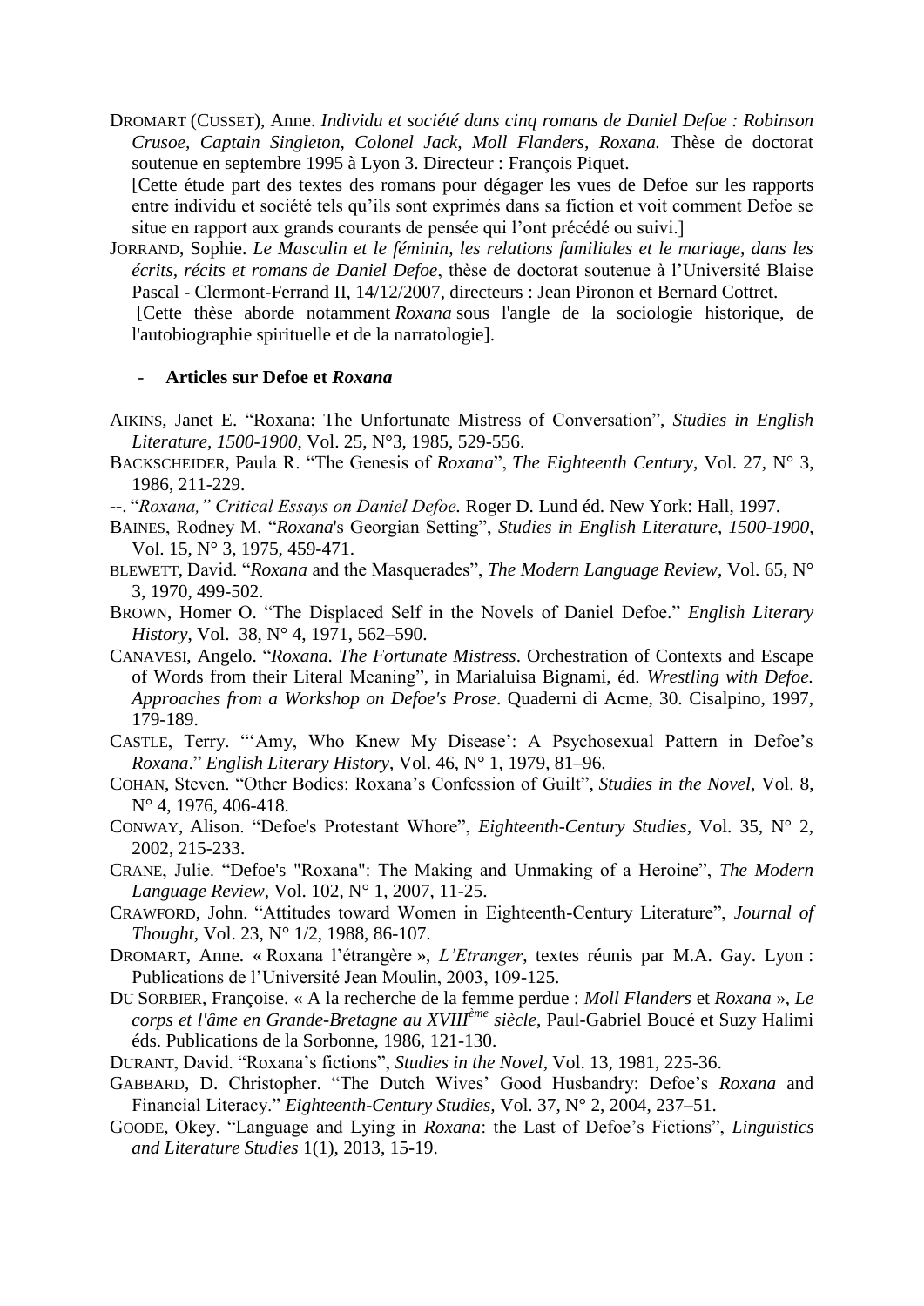DROMART (CUSSET), Anne. *Individu et société dans cinq romans de Daniel Defoe : Robinson Crusoe, Captain Singleton, Colonel Jack, Moll Flanders, Roxana.* Thèse de doctorat soutenue en septembre 1995 à Lyon 3. Directeur : François Piquet.
[Cette étude part des textes des romans pour dégager les vues de Defoe sur les rapports entre individu et société tels qu'ils sont exprimés dans sa fiction et voit comment Defoe se situe en rapport aux grands courants de pensée qui l'ont précédé ou suivi.]

JORRAND, Sophie. *Le Masculin et le féminin, les relations familiales et le mariage, dans les écrits, récits et romans de Daniel Defoe*, thèse de doctorat soutenue à l'Université Blaise Pascal - Clermont-Ferrand II, 14/12/2007, directeurs : Jean Pironon et Bernard Cottret.
[Cette thèse aborde notamment *Roxana* sous l'angle de la sociologie historique, de l'autobiographie spirituelle et de la narratologie].

- **Articles sur Defoe et *Roxana***

AIKINS, Janet E. "Roxana: The Unfortunate Mistress of Conversation", *Studies in English Literature, 1500-1900*, Vol. 25, N°3, 1985, 529-556.

BACKSCHEIDER, Paula R. "The Genesis of *Roxana*", *The Eighteenth Century*, Vol. 27, N° 3, 1986, 211-229.

--. "*Roxana," Critical Essays on Daniel Defoe.* Roger D. Lund éd. New York: Hall, 1997.

BAINES, Rodney M. "*Roxana*'s Georgian Setting", *Studies in English Literature, 1500-1900*, Vol. 15, N° 3, 1975, 459-471.

BLEWETT, David. "*Roxana* and the Masquerades", *The Modern Language Review*, Vol. 65, N° 3, 1970, 499-502.

BROWN, Homer O. "The Displaced Self in the Novels of Daniel Defoe." *English Literary History*, Vol. 38, N° 4, 1971, 562–590.

CANAVESI, Angelo. "*Roxana. The Fortunate Mistress*. Orchestration of Contexts and Escape of Words from their Literal Meaning", in Marialuisa Bignami, éd. *Wrestling with Defoe. Approaches from a Workshop on Defoe's Prose*. Quaderni di Acme, 30. Cisalpino, 1997, 179-189.

CASTLE, Terry. "'Amy, Who Knew My Disease': A Psychosexual Pattern in Defoe's *Roxana*." *English Literary History*, Vol. 46, N° 1, 1979, 81–96.

COHAN, Steven. "Other Bodies: Roxana's Confession of Guilt", *Studies in the Novel*, Vol. 8, N° 4, 1976, 406-418.

CONWAY, Alison. "Defoe's Protestant Whore", *Eighteenth-Century Studies*, Vol. 35, N° 2, 2002, 215-233.

CRANE, Julie. "Defoe's "Roxana": The Making and Unmaking of a Heroine", *The Modern Language Review*, Vol. 102, N° 1, 2007, 11-25.

CRAWFORD, John. "Attitudes toward Women in Eighteenth-Century Literature", *Journal of Thought*, Vol. 23, N° 1/2, 1988, 86-107.

DROMART, Anne. « Roxana l'étrangère », *L'Etranger*, textes réunis par M.A. Gay. Lyon : Publications de l'Université Jean Moulin, 2003, 109-125.

DU SORBIER, Françoise. « A la recherche de la femme perdue : *Moll Flanders* et *Roxana* », *Le corps et l'âme en Grande-Bretagne au XVIII^ème siècle*, Paul-Gabriel Boucé et Suzy Halimi éds. Publications de la Sorbonne, 1986, 121-130.

DURANT, David. "Roxana's fictions", *Studies in the Novel*, Vol. 13, 1981, 225-36.

GABBARD, D. Christopher. "The Dutch Wives' Good Husbandry: Defoe's *Roxana* and Financial Literacy." *Eighteenth-Century Studies*, Vol. 37, N° 2, 2004, 237–51.

GOODE, Okey. "Language and Lying in *Roxana*: the Last of Defoe's Fictions", *Linguistics and Literature Studies* 1(1), 2013, 15-19.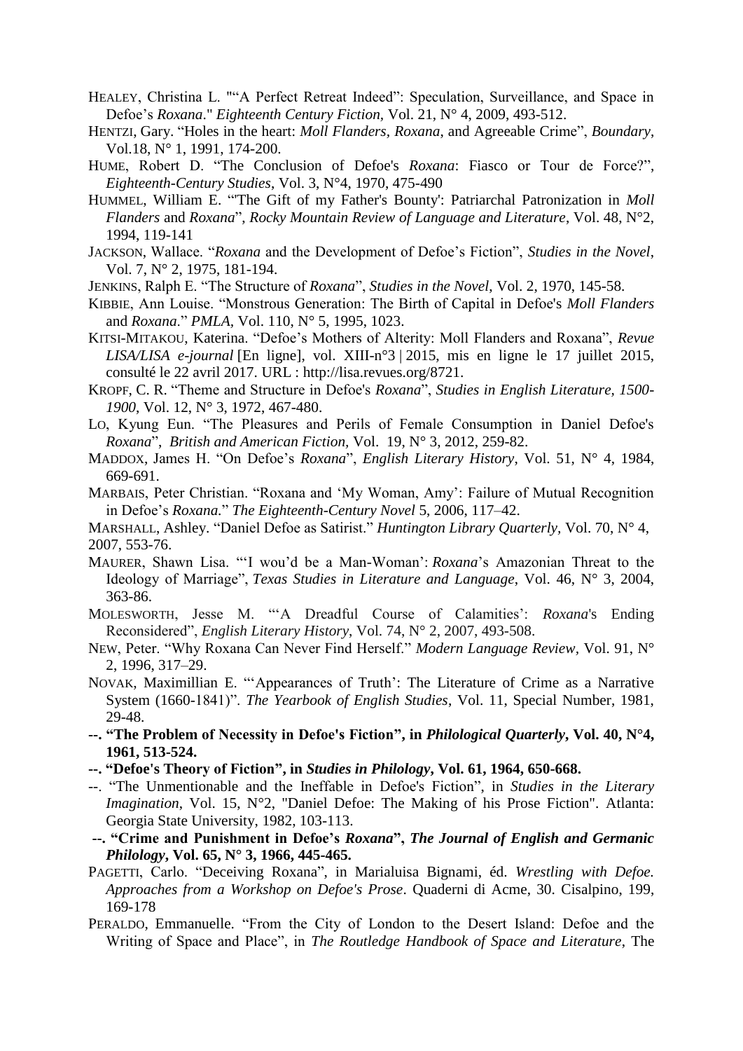HEALEY, Christina L. "“A Perfect Retreat Indeed”: Speculation, Surveillance, and Space in Defoe’s *Roxana*." *Eighteenth Century Fiction*, Vol. 21, N° 4, 2009, 493-512.

HENTZI, Gary. “Holes in the heart: *Moll Flanders*, *Roxana*, and Agreeable Crime”, *Boundary*, Vol.18, N° 1, 1991, 174-200.

HUME, Robert D. “The Conclusion of Defoe's *Roxana*: Fiasco or Tour de Force?”, *Eighteenth-Century Studies*, Vol. 3, N°4, 1970, 475-490

HUMMEL, William E. “'The Gift of my Father's Bounty': Patriarchal Patronization in *Moll Flanders* and *Roxana*”, *Rocky Mountain Review of Language and Literature*, Vol. 48, N°2, 1994, 119-141

JACKSON, Wallace. “*Roxana* and the Development of Defoe’s Fiction”, *Studies in the Novel*, Vol. 7, N° 2, 1975, 181-194.

JENKINS, Ralph E. “The Structure of *Roxana*”, *Studies in the Novel*, Vol. 2, 1970, 145-58.

KIBBIE, Ann Louise. “Monstrous Generation: The Birth of Capital in Defoe's *Moll Flanders* and *Roxana*.” *PMLA*, Vol. 110, N° 5, 1995, 1023.

KITSI-MITAKOU, Katerina. “Defoe’s Mothers of Alterity: Moll Flanders and Roxana”, *Revue LISA/LISA e-journal* [En ligne], vol. XIII-n°3 | 2015, mis en ligne le 17 juillet 2015, consulté le 22 avril 2017. URL : http://lisa.revues.org/8721.

KROPF, C. R. “Theme and Structure in Defoe's *Roxana*”, *Studies in English Literature, 1500-1900*, Vol. 12, N° 3, 1972, 467-480.

LO, Kyung Eun. “The Pleasures and Perils of Female Consumption in Daniel Defoe's *Roxana*”, *British and American Fiction*, Vol. 19, N° 3, 2012, 259-82.

MADDOX, James H. “On Defoe’s *Roxana*”, *English Literary History*, Vol. 51, N° 4, 1984, 669-691.

MARBAIS, Peter Christian. “Roxana and ‘My Woman, Amy’: Failure of Mutual Recognition in Defoe’s *Roxana*.” *The Eighteenth-Century Novel* 5, 2006, 117–42.

MARSHALL, Ashley. “Daniel Defoe as Satirist.” *Huntington Library Quarterly*, Vol. 70, N° 4, 2007, 553-76.

MAURER, Shawn Lisa. “‘I wou’d be a Man-Woman’: *Roxana*’s Amazonian Threat to the Ideology of Marriage”, *Texas Studies in Literature and Language*, Vol. 46, N° 3, 2004, 363-86.

MOLESWORTH, Jesse M. “‘A Dreadful Course of Calamities’: *Roxana*'s Ending Reconsidered”, *English Literary History*, Vol. 74, N° 2, 2007, 493-508.

NEW, Peter. “Why Roxana Can Never Find Herself.” *Modern Language Review*, Vol. 91, N° 2, 1996, 317–29.

NOVAK, Maximillian E. “‘Appearances of Truth’: The Literature of Crime as a Narrative System (1660-1841)”. *The Yearbook of English Studies*, Vol. 11, Special Number, 1981, 29-48.

**--. “The Problem of Necessity in Defoe's Fiction”, in *Philological Quarterly*, Vol. 40, N°4, 1961, 513-524.**

**--. “Defoe's Theory of Fiction”, in *Studies in Philology*, Vol. 61, 1964, 650-668.**

--. “The Unmentionable and the Ineffable in Defoe's Fiction”, in *Studies in the Literary Imagination*, Vol. 15, N°2, "Daniel Defoe: The Making of his Prose Fiction". Atlanta: Georgia State University, 1982, 103-113.

**--. “Crime and Punishment in Defoe’s *Roxana*”, *The Journal of English and Germanic Philology*, Vol. 65, N° 3, 1966, 445-465.**

PAGETTI, Carlo. “Deceiving Roxana”, in Marialuisa Bignami, éd. *Wrestling with Defoe. Approaches from a Workshop on Defoe's Prose*. Quaderni di Acme, 30. Cisalpino, 199, 169-178

PERALDO, Emmanuelle. “From the City of London to the Desert Island: Defoe and the Writing of Space and Place”, in *The Routledge Handbook of Space and Literature*, The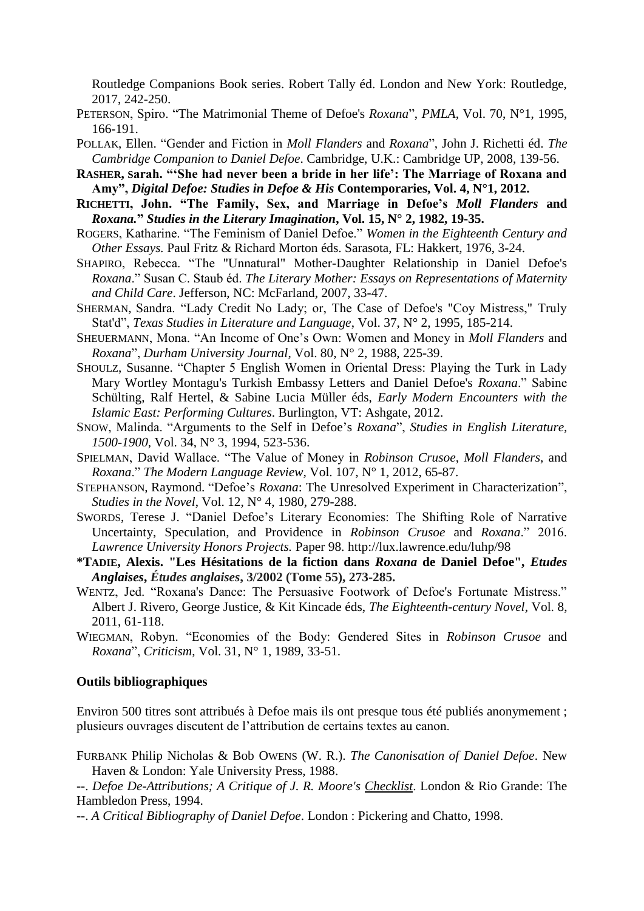Routledge Companions Book series. Robert Tally éd. London and New York: Routledge, 2017, 242-250.

PETERSON, Spiro. "The Matrimonial Theme of Defoe's *Roxana*", *PMLA*, Vol. 70, N°1, 1995, 166-191.

POLLAK, Ellen. "Gender and Fiction in *Moll Flanders* and *Roxana*", John J. Richetti éd. *The Cambridge Companion to Daniel Defoe*. Cambridge, U.K.: Cambridge UP, 2008, 139-56.

**RASHER, sarah. "'She had never been a bride in her life': The Marriage of Roxana and Amy", *Digital Defoe: Studies in Defoe & His* Contemporaries, Vol. 4, N°1, 2012.**

**RICHETTI, John. "The Family, Sex, and Marriage in Defoe's *Moll Flanders* and *Roxana.*" *Studies in the Literary Imagination*, Vol. 15, N° 2, 1982, 19-35.**

ROGERS, Katharine. "The Feminism of Daniel Defoe." *Women in the Eighteenth Century and Other Essays.* Paul Fritz & Richard Morton éds. Sarasota, FL: Hakkert, 1976, 3-24.

SHAPIRO, Rebecca. "The "Unnatural" Mother-Daughter Relationship in Daniel Defoe's *Roxana*." Susan C. Staub éd. *The Literary Mother: Essays on Representations of Maternity and Child Care*. Jefferson, NC: McFarland, 2007, 33-47.

SHERMAN, Sandra. "Lady Credit No Lady; or, The Case of Defoe's "Coy Mistress," Truly Stat'd", *Texas Studies in Literature and Language*, Vol. 37, N° 2, 1995, 185-214.

SHEUERMANN, Mona. "An Income of One's Own: Women and Money in *Moll Flanders* and *Roxana*", *Durham University Journal*, Vol. 80, N° 2, 1988, 225-39.

SHOULZ, Susanne. "Chapter 5 English Women in Oriental Dress: Playing the Turk in Lady Mary Wortley Montagu's Turkish Embassy Letters and Daniel Defoe's *Roxana*." Sabine Schülting, Ralf Hertel, & Sabine Lucia Müller éds, *Early Modern Encounters with the Islamic East: Performing Cultures*. Burlington, VT: Ashgate, 2012.

SNOW, Malinda. "Arguments to the Self in Defoe's *Roxana*", *Studies in English Literature, 1500-1900*, Vol. 34, N° 3, 1994, 523-536.

SPIELMAN, David Wallace. "The Value of Money in *Robinson Crusoe*, *Moll Flanders*, and *Roxana*." *The Modern Language Review*, Vol. 107, N° 1, 2012, 65-87.

STEPHANSON, Raymond. "Defoe's *Roxana*: The Unresolved Experiment in Characterization", *Studies in the Novel*, Vol. 12, N° 4, 1980, 279-288.

SWORDS, Terese J. "Daniel Defoe's Literary Economies: The Shifting Role of Narrative Uncertainty, Speculation, and Providence in *Robinson Crusoe* and *Roxana*." 2016. *Lawrence University Honors Projects.* Paper 98. http://lux.lawrence.edu/luhp/98

**\*TADIE, Alexis. "Les Hésitations de la fiction dans *Roxana* de Daniel Defoe", *Etudes Anglaises*, *Études anglaises*, 3/2002 (Tome 55), 273-285.**

WENTZ, Jed. "Roxana's Dance: The Persuasive Footwork of Defoe's Fortunate Mistress." Albert J. Rivero, George Justice, & Kit Kincade éds, *The Eighteenth-century Novel*, Vol. 8, 2011, 61-118.

WIEGMAN, Robyn. "Economies of the Body: Gendered Sites in *Robinson Crusoe* and *Roxana*", *Criticism*, Vol. 31, N° 1, 1989, 33-51.

**Outils bibliographiques**

Environ 500 titres sont attribués à Defoe mais ils ont presque tous été publiés anonymement ; plusieurs ouvrages discutent de l'attribution de certains textes au canon.

FURBANK Philip Nicholas & Bob OWENS (W. R.). *The Canonisation of Daniel Defoe*. New Haven & London: Yale University Press, 1988.

--. *Defoe De-Attributions; A Critique of J. R. Moore's Checklist*. London & Rio Grande: The Hambledon Press, 1994.

--. *A Critical Bibliography of Daniel Defoe*. London : Pickering and Chatto, 1998.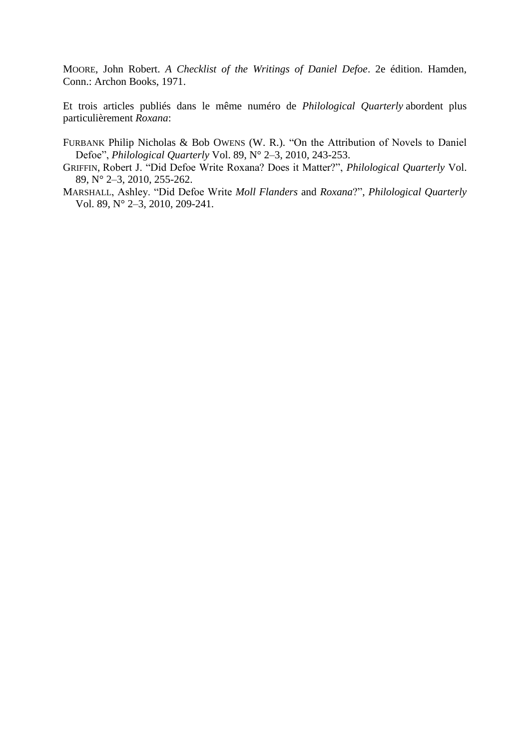MOORE, John Robert. *A Checklist of the Writings of Daniel Defoe*. 2e édition. Hamden, Conn.: Archon Books, 1971.

Et trois articles publiés dans le même numéro de *Philological Quarterly* abordent plus particulièrement *Roxana*:

FURBANK Philip Nicholas & Bob OWENS (W. R.). "On the Attribution of Novels to Daniel Defoe", *Philological Quarterly* Vol. 89, N° 2–3, 2010, 243-253.

GRIFFIN, Robert J. "Did Defoe Write Roxana? Does it Matter?", *Philological Quarterly* Vol. 89, N° 2–3, 2010, 255-262.

MARSHALL, Ashley. "Did Defoe Write *Moll Flanders* and *Roxana*?", *Philological Quarterly* Vol. 89, N° 2–3, 2010, 209-241.